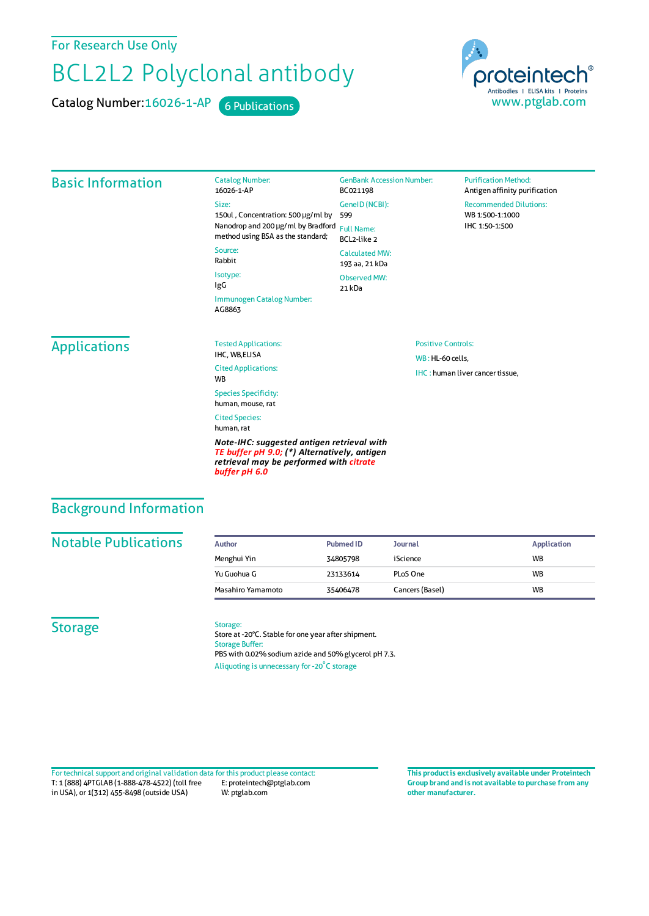For Research Use Only

# BCL2L2 Polyclonal antibody

Catalog Number: 16026-1-AP    6 Publications

proteintech® Antibodies | ELISA kits | Proteins
www.ptglab.com

## Basic Information

Catalog Number:
16026-1-AP

Size:
150ul , Concentration: 500 μg/ml by Nanodrop and 200 μg/ml by Bradford method using BSA as the standard;

Source:
Rabbit

Isotype:
IgG

Immunogen Catalog Number:
AG8863

GenBank Accession Number:
BC021198

GeneID (NCBI):
599

Full Name:
BCL2-like 2

Calculated MW:
193 aa, 21 kDa

Observed MW:
21 kDa

Purification Method:
Antigen affinity purification

Recommended Dilutions:
WB 1:500-1:1000
IHC 1:50-1:500

## Applications

Tested Applications:
IHC, WB,ELISA

Cited Applications:
WB

Species Specificity:
human, mouse, rat

Cited Species:
human, rat

***Note-IHC: suggested antigen retrieval with TE buffer pH 9.0; (\*) Alternatively, antigen retrieval may be performed with citrate buffer pH 6.0***

Positive Controls:

WB : HL-60 cells,

IHC : human liver cancer tissue,

## Background Information

## Notable Publications

| Author | Pubmed ID | Journal | Application |
|---|---|---|---|
| Menghui Yin | 34805798 | iScience | WB |
| Yu Guohua G | 23133614 | PLoS One | WB |
| Masahiro Yamamoto | 35406478 | Cancers (Basel) | WB |

## Storage

Storage:
Store at -20°C. Stable for one year after shipment.

Storage Buffer:
PBS with 0.02% sodium azide and 50% glycerol pH 7.3.

Aliquoting is unnecessary for -20°C storage

For technical support and original validation data for this product please contact:
T: 1 (888) 4PTGLAB (1-888-478-4522) (toll free in USA), or 1(312) 455-8498 (outside USA)
E: proteintech@ptglab.com
W: ptglab.com

**This product is exclusively available under Proteintech Group brand and is not available to purchase from any other manufacturer.**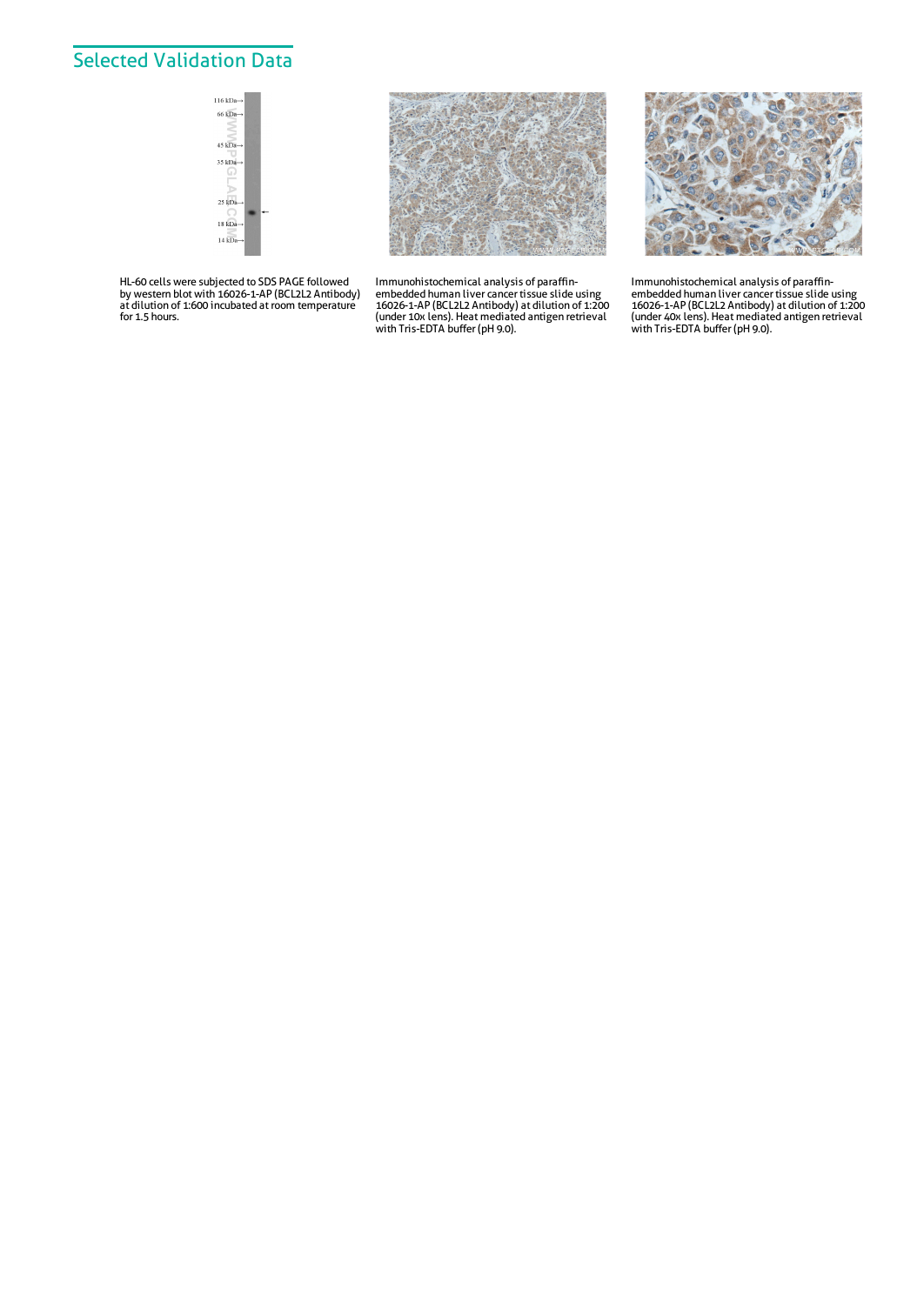## Selected Validation Data

116 kDa→
66 kDa→
45 kDa→
35 kDa→
25 kDa→
18 kDa→
14 kDa→

HL-60 cells were subjected to SDS PAGE followed by western blot with 16026-1-AP (BCL2L2 Antibody) at dilution of 1:600 incubated at room temperature for 1.5 hours.

Immunohistochemical analysis of paraffin-embedded human liver cancer tissue slide using 16026-1-AP (BCL2L2 Antibody) at dilution of 1:200 (under 10x lens). Heat mediated antigen retrieval with Tris-EDTA buffer (pH 9.0).

Immunohistochemical analysis of paraffin-embedded human liver cancer tissue slide using 16026-1-AP (BCL2L2 Antibody) at dilution of 1:200 (under 40x lens). Heat mediated antigen retrieval with Tris-EDTA buffer (pH 9.0).